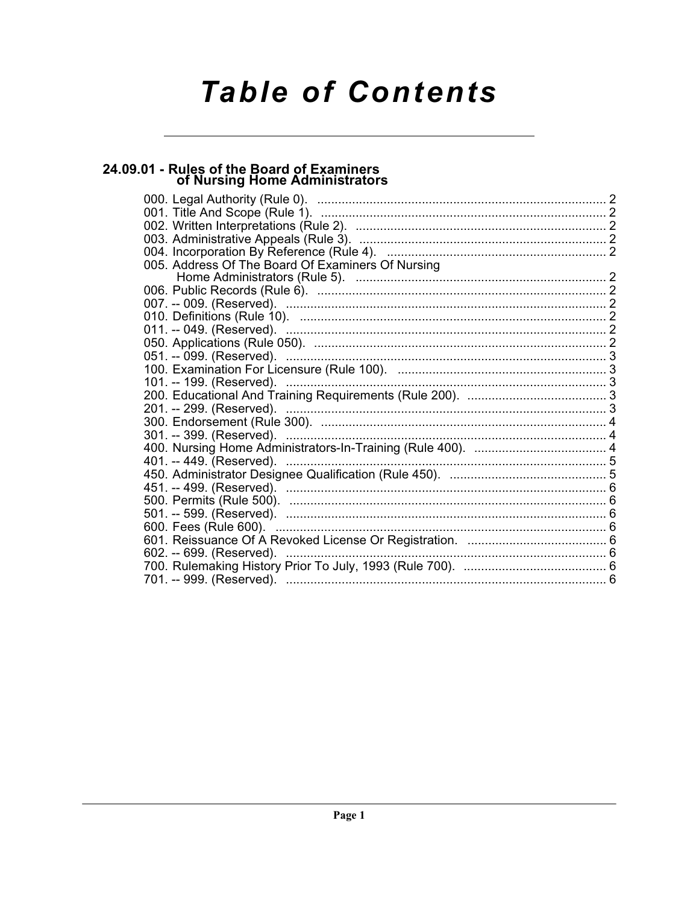# Table of Contents

## 24.09.01 - Rules of the Board of Examiners of Nursing Home Administrators

000. Legal Authority (Rule 0). ... 2
001. Title And Scope (Rule 1). ... 2
002. Written Interpretations (Rule 2). ... 2
003. Administrative Appeals (Rule 3). ... 2
004. Incorporation By Reference (Rule 4). ... 2
005. Address Of The Board Of Examiners Of Nursing Home Administrators (Rule 5). ... 2
006. Public Records (Rule 6). ... 2
007. -- 009. (Reserved). ... 2
010. Definitions (Rule 10). ... 2
011. -- 049. (Reserved). ... 2
050. Applications (Rule 050). ... 2
051. -- 099. (Reserved). ... 3
100. Examination For Licensure (Rule 100). ... 3
101. -- 199. (Reserved). ... 3
200. Educational And Training Requirements (Rule 200). ... 3
201. -- 299. (Reserved). ... 3
300. Endorsement (Rule 300). ... 4
301. -- 399. (Reserved). ... 4
400. Nursing Home Administrators-In-Training (Rule 400). ... 4
401. -- 449. (Reserved). ... 5
450. Administrator Designee Qualification (Rule 450). ... 5
451. -- 499. (Reserved). ... 6
500. Permits (Rule 500). ... 6
501. -- 599. (Reserved). ... 6
600. Fees (Rule 600). ... 6
601. Reissuance Of A Revoked License Or Registration. ... 6
602. -- 699. (Reserved). ... 6
700. Rulemaking History Prior To July, 1993 (Rule 700). ... 6
701. -- 999. (Reserved). ... 6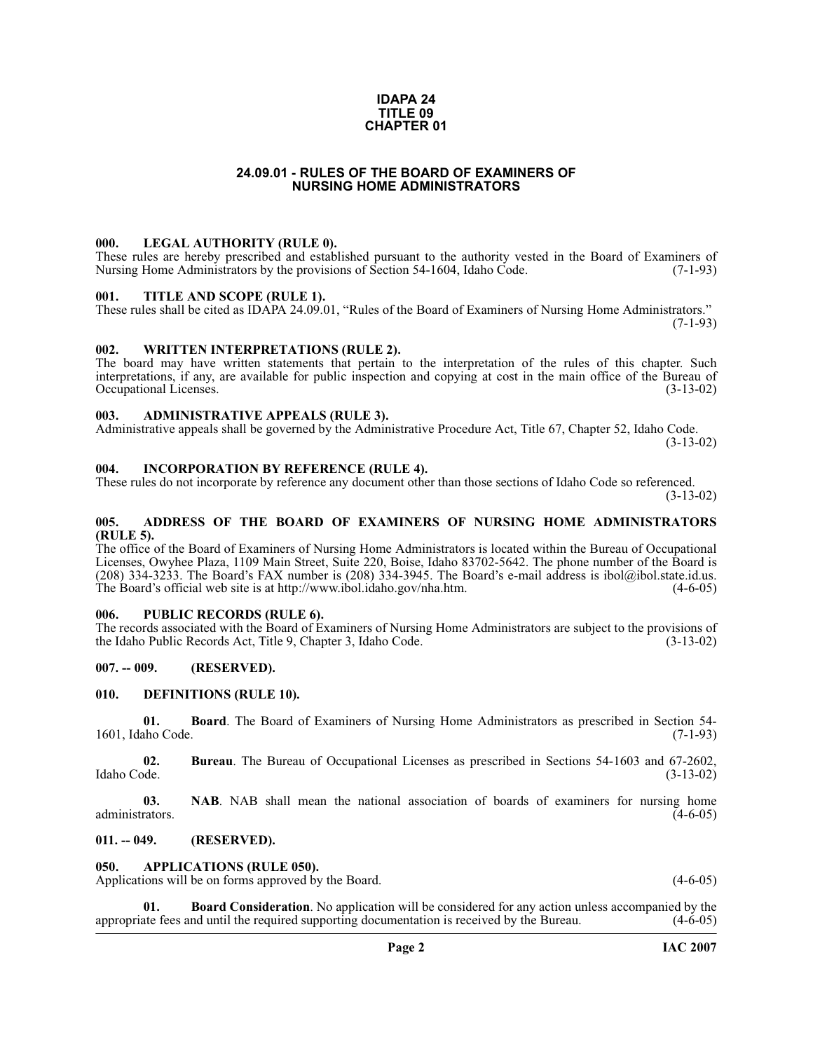**IDAPA 24**
**TITLE 09**
**CHAPTER 01**

# 24.09.01 - RULES OF THE BOARD OF EXAMINERS OF NURSING HOME ADMINISTRATORS

### 000. LEGAL AUTHORITY (RULE 0).

These rules are hereby prescribed and established pursuant to the authority vested in the Board of Examiners of Nursing Home Administrators by the provisions of Section 54-1604, Idaho Code. (7-1-93)

### 001. TITLE AND SCOPE (RULE 1).

These rules shall be cited as IDAPA 24.09.01, "Rules of the Board of Examiners of Nursing Home Administrators." (7-1-93)

### 002. WRITTEN INTERPRETATIONS (RULE 2).

The board may have written statements that pertain to the interpretation of the rules of this chapter. Such interpretations, if any, are available for public inspection and copying at cost in the main office of the Bureau of Occupational Licenses. (3-13-02)

### 003. ADMINISTRATIVE APPEALS (RULE 3).

Administrative appeals shall be governed by the Administrative Procedure Act, Title 67, Chapter 52, Idaho Code. (3-13-02)

### 004. INCORPORATION BY REFERENCE (RULE 4).

These rules do not incorporate by reference any document other than those sections of Idaho Code so referenced. (3-13-02)

### 005. ADDRESS OF THE BOARD OF EXAMINERS OF NURSING HOME ADMINISTRATORS (RULE 5).

The office of the Board of Examiners of Nursing Home Administrators is located within the Bureau of Occupational Licenses, Owyhee Plaza, 1109 Main Street, Suite 220, Boise, Idaho 83702-5642. The phone number of the Board is (208) 334-3233. The Board's FAX number is (208) 334-3945. The Board's e-mail address is ibol@ibol.state.id.us. The Board's official web site is at http://www.ibol.idaho.gov/nha.htm. (4-6-05)

### 006. PUBLIC RECORDS (RULE 6).

The records associated with the Board of Examiners of Nursing Home Administrators are subject to the provisions of the Idaho Public Records Act, Title 9, Chapter 3, Idaho Code. (3-13-02)

### 007. -- 009. (RESERVED).

### 010. DEFINITIONS (RULE 10).

**01. Board**. The Board of Examiners of Nursing Home Administrators as prescribed in Section 54-1601, Idaho Code. (7-1-93)

**02. Bureau**. The Bureau of Occupational Licenses as prescribed in Sections 54-1603 and 67-2602, Idaho Code. (3-13-02)

**03. NAB**. NAB shall mean the national association of boards of examiners for nursing home administrators. (4-6-05)

### 011. -- 049. (RESERVED).

### 050. APPLICATIONS (RULE 050).

Applications will be on forms approved by the Board. (4-6-05)

**01. Board Consideration**. No application will be considered for any action unless accompanied by the appropriate fees and until the required supporting documentation is received by the Bureau. (4-6-05)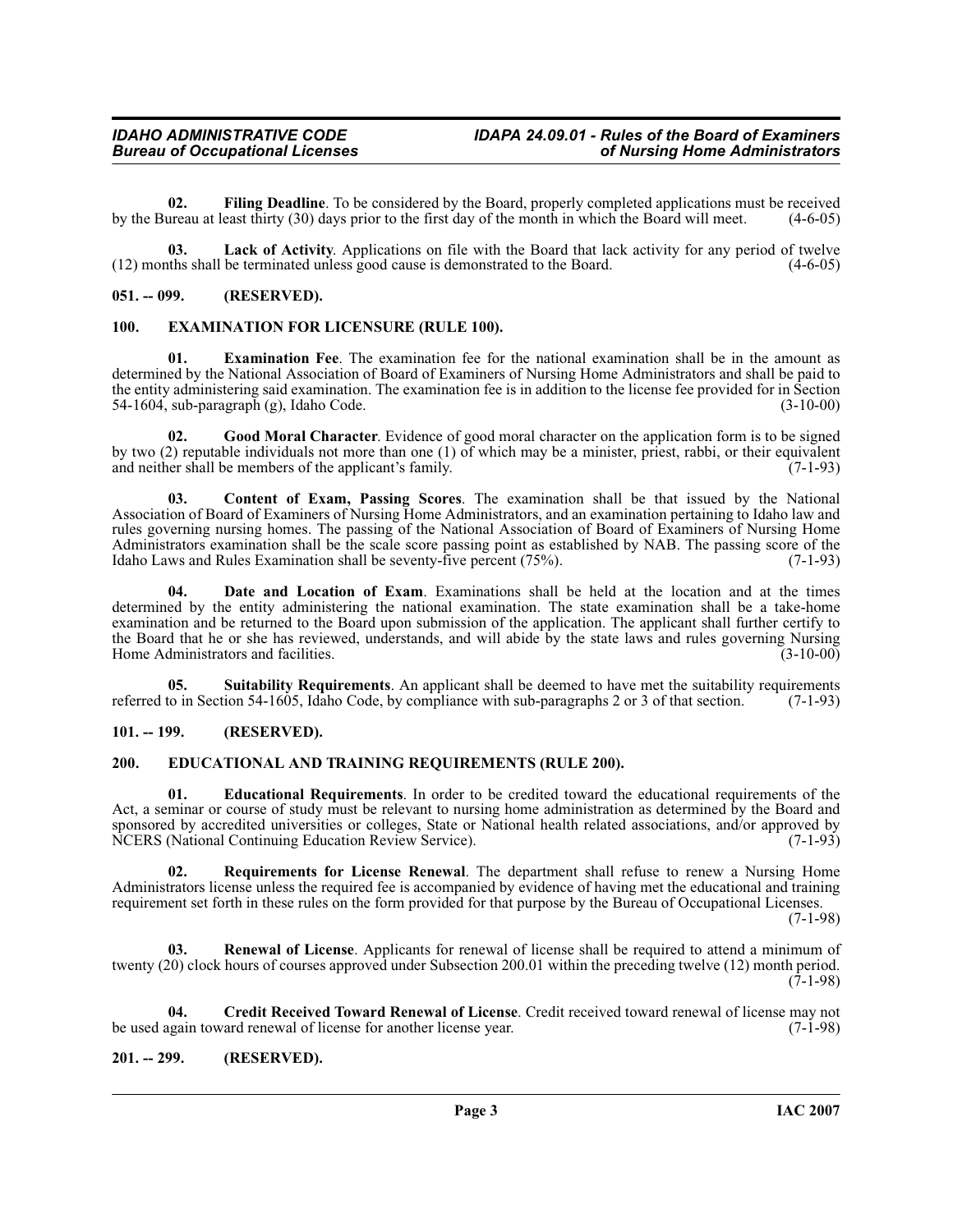**02. Filing Deadline**. To be considered by the Board, properly completed applications must be received by the Bureau at least thirty (30) days prior to the first day of the month in which the Board will meet. (4-6-05)

**03. Lack of Activity**. Applications on file with the Board that lack activity for any period of twelve (12) months shall be terminated unless good cause is demonstrated to the Board. (4-6-05)

## 051. -- 099. (RESERVED).

## 100. EXAMINATION FOR LICENSURE (RULE 100).

**01. Examination Fee**. The examination fee for the national examination shall be in the amount as determined by the National Association of Board of Examiners of Nursing Home Administrators and shall be paid to the entity administering said examination. The examination fee is in addition to the license fee provided for in Section 54-1604, sub-paragraph (g), Idaho Code. (3-10-00)

**02. Good Moral Character**. Evidence of good moral character on the application form is to be signed by two (2) reputable individuals not more than one (1) of which may be a minister, priest, rabbi, or their equivalent and neither shall be members of the applicant's family. (7-1-93)

**03. Content of Exam, Passing Scores**. The examination shall be that issued by the National Association of Board of Examiners of Nursing Home Administrators, and an examination pertaining to Idaho law and rules governing nursing homes. The passing of the National Association of Board of Examiners of Nursing Home Administrators examination shall be the scale score passing point as established by NAB. The passing score of the Idaho Laws and Rules Examination shall be seventy-five percent (75%). (7-1-93)

**04. Date and Location of Exam**. Examinations shall be held at the location and at the times determined by the entity administering the national examination. The state examination shall be a take-home examination and be returned to the Board upon submission of the application. The applicant shall further certify to the Board that he or she has reviewed, understands, and will abide by the state laws and rules governing Nursing Home Administrators and facilities. (3-10-00)

**05. Suitability Requirements**. An applicant shall be deemed to have met the suitability requirements referred to in Section 54-1605, Idaho Code, by compliance with sub-paragraphs 2 or 3 of that section. (7-1-93)

## 101. -- 199. (RESERVED).

## 200. EDUCATIONAL AND TRAINING REQUIREMENTS (RULE 200).

**01. Educational Requirements**. In order to be credited toward the educational requirements of the Act, a seminar or course of study must be relevant to nursing home administration as determined by the Board and sponsored by accredited universities or colleges, State or National health related associations, and/or approved by NCERS (National Continuing Education Review Service). (7-1-93)

**02. Requirements for License Renewal**. The department shall refuse to renew a Nursing Home Administrators license unless the required fee is accompanied by evidence of having met the educational and training requirement set forth in these rules on the form provided for that purpose by the Bureau of Occupational Licenses. (7-1-98)

**03. Renewal of License**. Applicants for renewal of license shall be required to attend a minimum of twenty (20) clock hours of courses approved under Subsection 200.01 within the preceding twelve (12) month period. (7-1-98)

**04. Credit Received Toward Renewal of License**. Credit received toward renewal of license may not be used again toward renewal of license for another license year. (7-1-98)

## 201. -- 299. (RESERVED).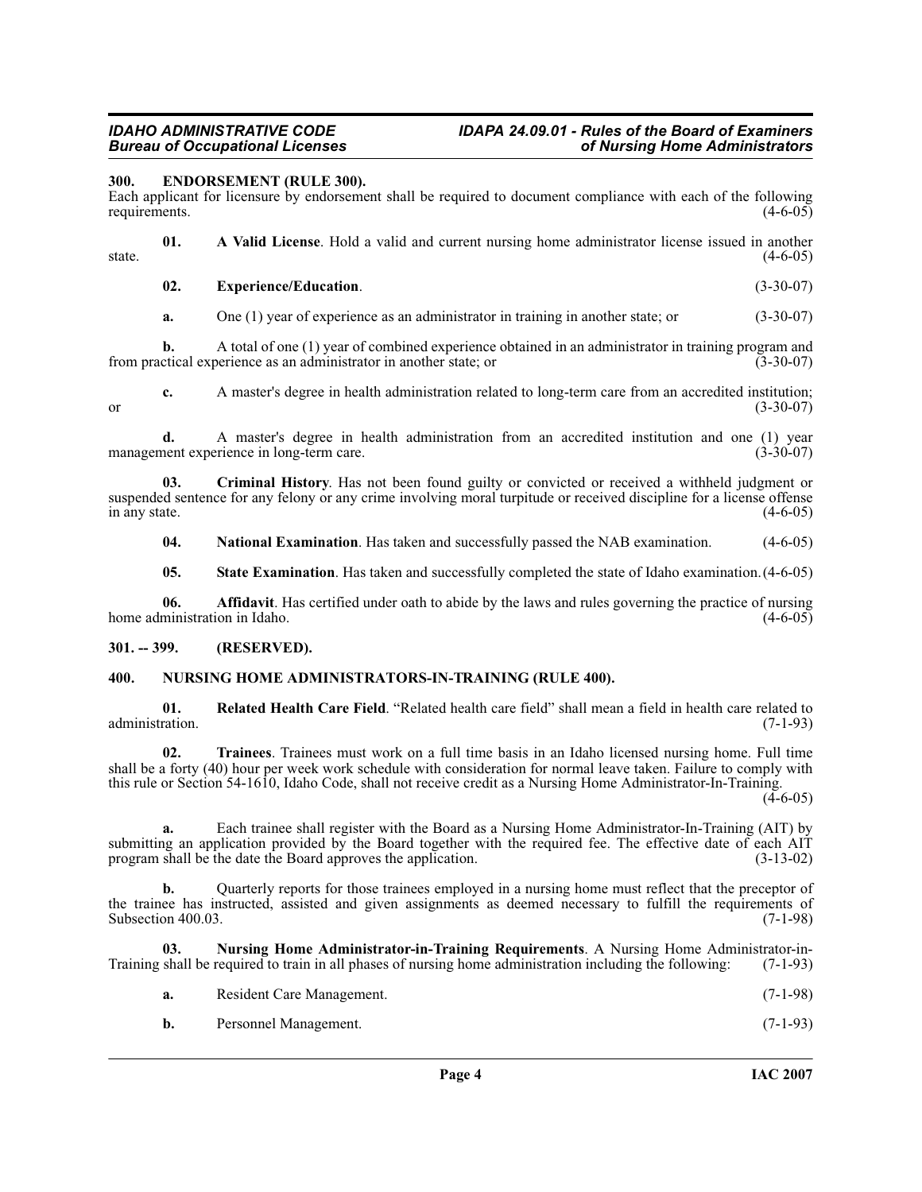### 300. ENDORSEMENT (RULE 300).

Each applicant for licensure by endorsement shall be required to document compliance with each of the following requirements. (4-6-05)

**01. A Valid License**. Hold a valid and current nursing home administrator license issued in another state. (4-6-05)

**02. Experience/Education**. (3-30-07)

**a.** One (1) year of experience as an administrator in training in another state; or (3-30-07)

**b.** A total of one (1) year of combined experience obtained in an administrator in training program and from practical experience as an administrator in another state; or (3-30-07)

**c.** A master's degree in health administration related to long-term care from an accredited institution; or (3-30-07)

**d.** A master's degree in health administration from an accredited institution and one (1) year management experience in long-term care. (3-30-07)

**03. Criminal History**. Has not been found guilty or convicted or received a withheld judgment or suspended sentence for any felony or any crime involving moral turpitude or received discipline for a license offense in any state. (4-6-05)

**04. National Examination**. Has taken and successfully passed the NAB examination. (4-6-05)

**05. State Examination**. Has taken and successfully completed the state of Idaho examination. (4-6-05)

**06. Affidavit**. Has certified under oath to abide by the laws and rules governing the practice of nursing home administration in Idaho. (4-6-05)

### 301. -- 399. (RESERVED).

### 400. NURSING HOME ADMINISTRATORS-IN-TRAINING (RULE 400).

**01. Related Health Care Field**. "Related health care field" shall mean a field in health care related to administration. (7-1-93)

**02. Trainees**. Trainees must work on a full time basis in an Idaho licensed nursing home. Full time shall be a forty (40) hour per week work schedule with consideration for normal leave taken. Failure to comply with this rule or Section 54-1610, Idaho Code, shall not receive credit as a Nursing Home Administrator-In-Training. (4-6-05)

**a.** Each trainee shall register with the Board as a Nursing Home Administrator-In-Training (AIT) by submitting an application provided by the Board together with the required fee. The effective date of each AIT program shall be the date the Board approves the application. (3-13-02)

**b.** Quarterly reports for those trainees employed in a nursing home must reflect that the preceptor of the trainee has instructed, assisted and given assignments as deemed necessary to fulfill the requirements of Subsection 400.03. (7-1-98)

**03. Nursing Home Administrator-in-Training Requirements**. A Nursing Home Administrator-in-Training shall be required to train in all phases of nursing home administration including the following: (7-1-93)

**a.** Resident Care Management. (7-1-98)

**b.** Personnel Management. (7-1-93)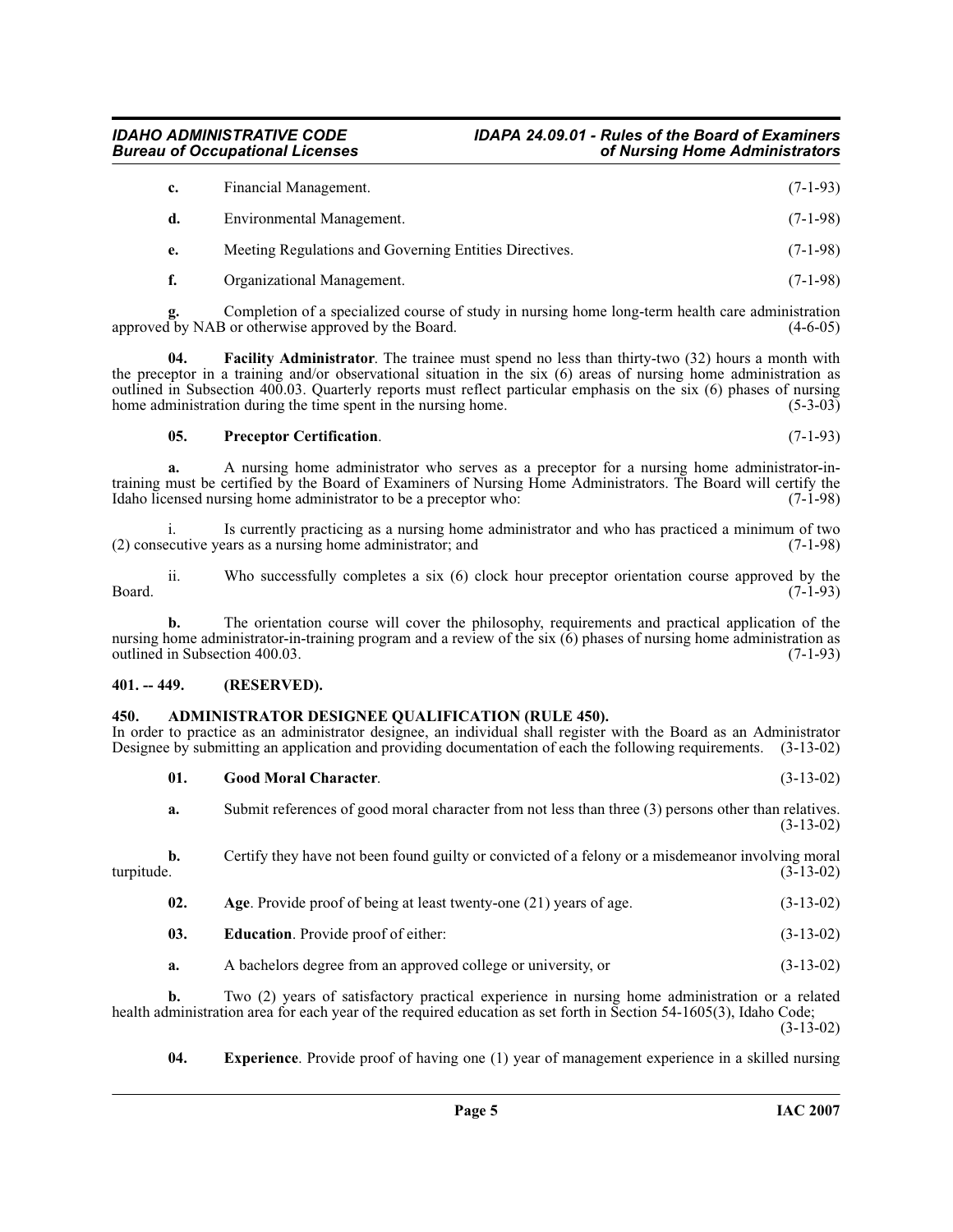**c.** Financial Management. (7-1-93)

**d.** Environmental Management. (7-1-98)

**e.** Meeting Regulations and Governing Entities Directives. (7-1-98)

**f.** Organizational Management. (7-1-98)

**g.** Completion of a specialized course of study in nursing home long-term health care administration approved by NAB or otherwise approved by the Board. (4-6-05)

**04. Facility Administrator**. The trainee must spend no less than thirty-two (32) hours a month with the preceptor in a training and/or observational situation in the six (6) areas of nursing home administration as outlined in Subsection 400.03. Quarterly reports must reflect particular emphasis on the six (6) phases of nursing home administration during the time spent in the nursing home. (5-3-03)

**05. Preceptor Certification**. (7-1-93)

**a.** A nursing home administrator who serves as a preceptor for a nursing home administrator-in-training must be certified by the Board of Examiners of Nursing Home Administrators. The Board will certify the Idaho licensed nursing home administrator to be a preceptor who: (7-1-98)

i. Is currently practicing as a nursing home administrator and who has practiced a minimum of two (2) consecutive years as a nursing home administrator; and (7-1-98)

ii. Who successfully completes a six (6) clock hour preceptor orientation course approved by the Board. (7-1-93)

**b.** The orientation course will cover the philosophy, requirements and practical application of the nursing home administrator-in-training program and a review of the six (6) phases of nursing home administration as outlined in Subsection 400.03. (7-1-93)

## 401. -- 449. (RESERVED).

## 450. ADMINISTRATOR DESIGNEE QUALIFICATION (RULE 450).

In order to practice as an administrator designee, an individual shall register with the Board as an Administrator Designee by submitting an application and providing documentation of each the following requirements. (3-13-02)

**01. Good Moral Character**. (3-13-02)

**a.** Submit references of good moral character from not less than three (3) persons other than relatives. (3-13-02)

**b.** Certify they have not been found guilty or convicted of a felony or a misdemeanor involving moral turpitude. (3-13-02)

**02. Age**. Provide proof of being at least twenty-one (21) years of age. (3-13-02)

**03. Education**. Provide proof of either: (3-13-02)

**a.** A bachelors degree from an approved college or university, or (3-13-02)

**b.** Two (2) years of satisfactory practical experience in nursing home administration or a related health administration area for each year of the required education as set forth in Section 54-1605(3), Idaho Code; (3-13-02)

**04. Experience**. Provide proof of having one (1) year of management experience in a skilled nursing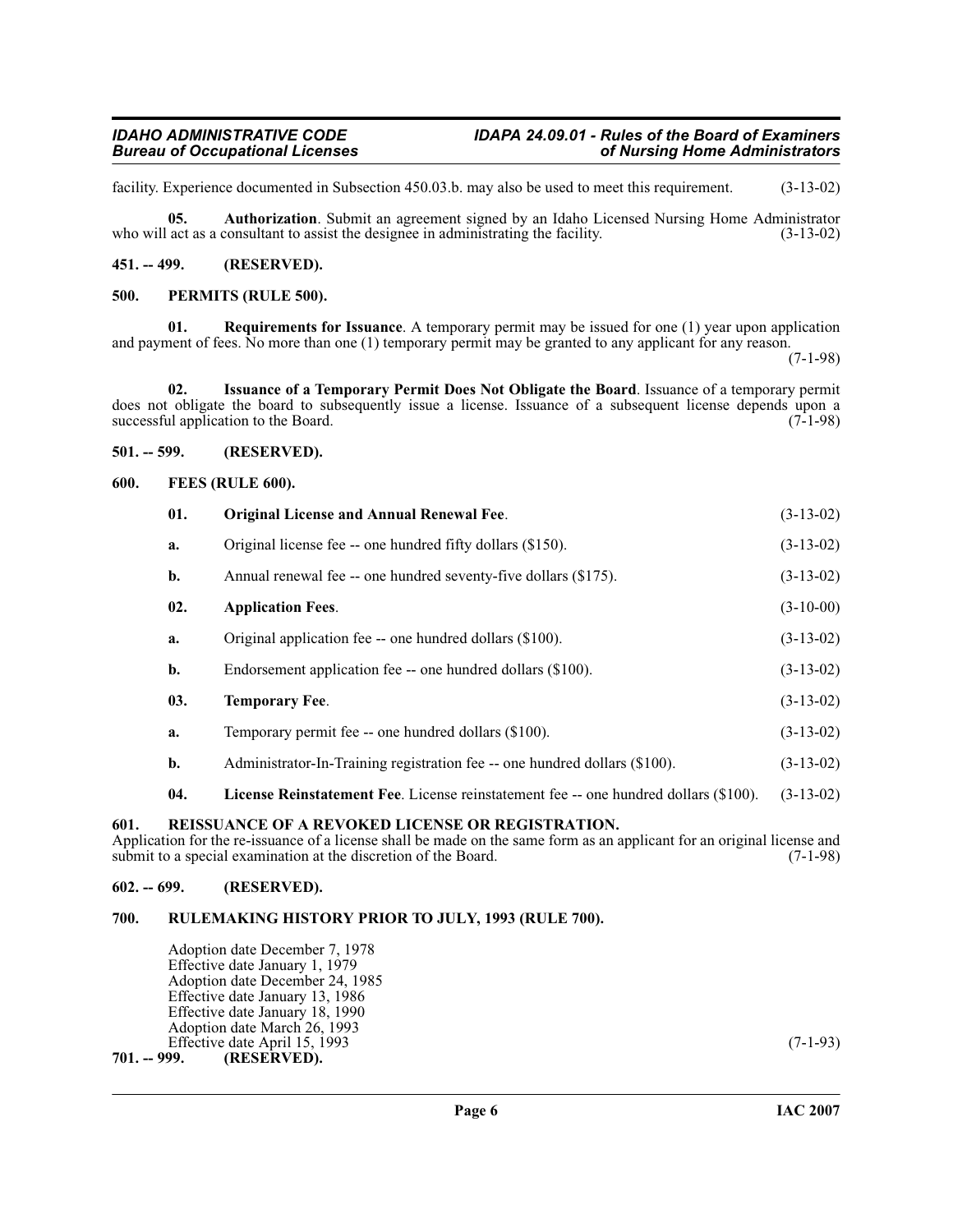facility. Experience documented in Subsection 450.03.b. may also be used to meet this requirement. (3-13-02)

**05. Authorization**. Submit an agreement signed by an Idaho Licensed Nursing Home Administrator who will act as a consultant to assist the designee in administrating the facility. (3-13-02)

**451. -- 499. (RESERVED).**

**500. PERMITS (RULE 500).**

**01. Requirements for Issuance**. A temporary permit may be issued for one (1) year upon application and payment of fees. No more than one (1) temporary permit may be granted to any applicant for any reason. (7-1-98)

**02. Issuance of a Temporary Permit Does Not Obligate the Board**. Issuance of a temporary permit does not obligate the board to subsequently issue a license. Issuance of a subsequent license depends upon a successful application to the Board. (7-1-98)

**501. -- 599. (RESERVED).**

**600. FEES (RULE 600).**

**01. Original License and Annual Renewal Fee**. (3-13-02)

a. Original license fee -- one hundred fifty dollars ($150). (3-13-02)

b. Annual renewal fee -- one hundred seventy-five dollars ($175). (3-13-02)

**02. Application Fees**. (3-10-00)

a. Original application fee -- one hundred dollars ($100). (3-13-02)

b. Endorsement application fee -- one hundred dollars ($100). (3-13-02)

**03. Temporary Fee**. (3-13-02)

a. Temporary permit fee -- one hundred dollars ($100). (3-13-02)

b. Administrator-In-Training registration fee -- one hundred dollars ($100). (3-13-02)

**04. License Reinstatement Fee**. License reinstatement fee -- one hundred dollars ($100). (3-13-02)

**601. REISSUANCE OF A REVOKED LICENSE OR REGISTRATION.**

Application for the re-issuance of a license shall be made on the same form as an applicant for an original license and submit to a special examination at the discretion of the Board. (7-1-98)

**602. -- 699. (RESERVED).**

**700. RULEMAKING HISTORY PRIOR TO JULY, 1993 (RULE 700).**

Adoption date December 7, 1978
Effective date January 1, 1979
Adoption date December 24, 1985
Effective date January 13, 1986
Effective date January 18, 1990
Adoption date March 26, 1993
Effective date April 15, 1993 (7-1-93)

**701. -- 999. (RESERVED).**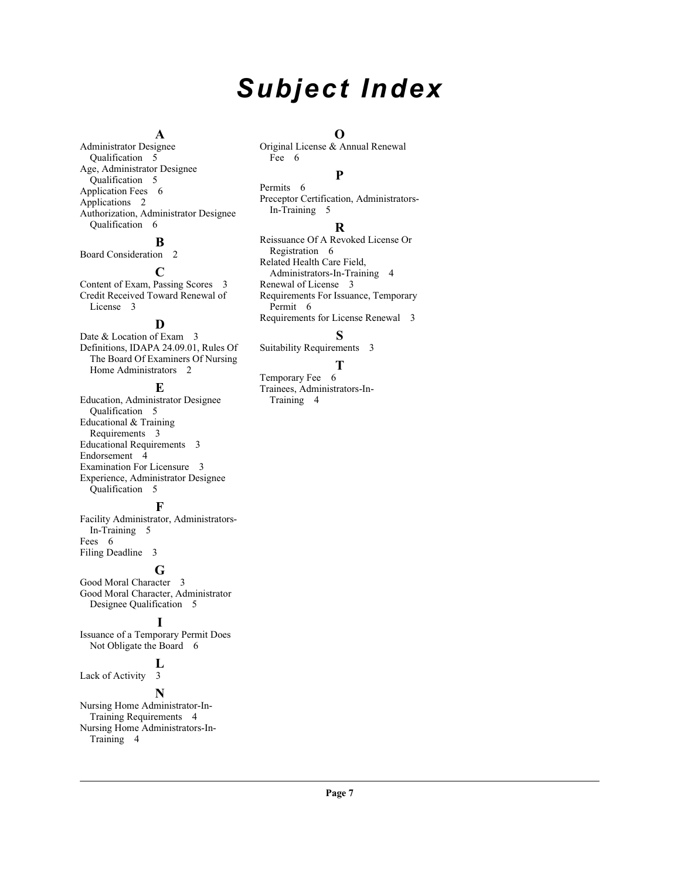# Subject Index

### A

Administrator Designee Qualification 5
Age, Administrator Designee Qualification 5
Application Fees 6
Applications 2
Authorization, Administrator Designee Qualification 6

### B

Board Consideration 2

### C

Content of Exam, Passing Scores 3
Credit Received Toward Renewal of License 3

### D

Date & Location of Exam 3
Definitions, IDAPA 24.09.01, Rules Of The Board Of Examiners Of Nursing Home Administrators 2

### E

Education, Administrator Designee Qualification 5
Educational & Training Requirements 3
Educational Requirements 3
Endorsement 4
Examination For Licensure 3
Experience, Administrator Designee Qualification 5

### F

Facility Administrator, Administrators-In-Training 5
Fees 6
Filing Deadline 3

### G

Good Moral Character 3
Good Moral Character, Administrator Designee Qualification 5

### I

Issuance of a Temporary Permit Does Not Obligate the Board 6

### L

Lack of Activity 3

### N

Nursing Home Administrator-In-Training Requirements 4
Nursing Home Administrators-In-Training 4

### O

Original License & Annual Renewal Fee 6

### P

Permits 6
Preceptor Certification, Administrators-In-Training 5

### R

Reissuance Of A Revoked License Or Registration 6
Related Health Care Field, Administrators-In-Training 4
Renewal of License 3
Requirements For Issuance, Temporary Permit 6
Requirements for License Renewal 3

### S

Suitability Requirements 3

### T

Temporary Fee 6
Trainees, Administrators-In-Training 4